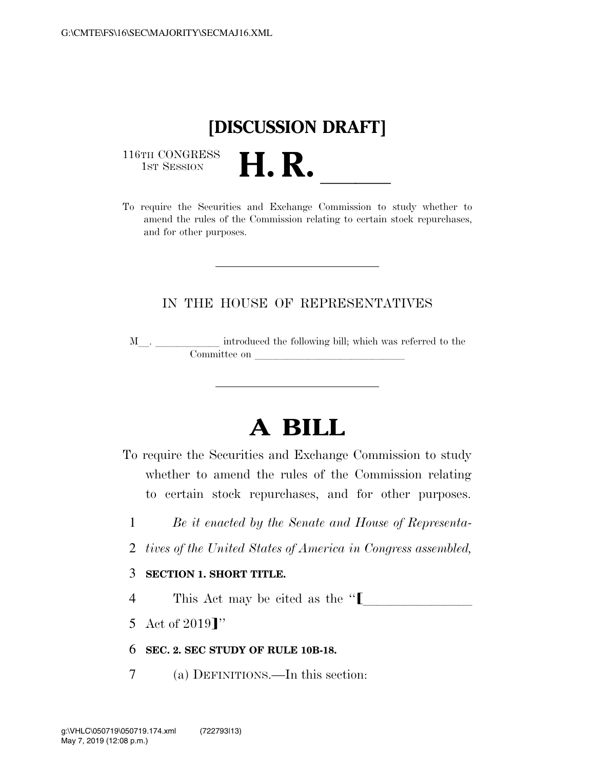# [DISCUSSION DRAFT]

116TH CONGRESS
1ST SESSION

# H. R. \_\_\_\_\_\_

To require the Securities and Exchange Commission to study whether to amend the rules of the Commission relating to certain stock repurchases, and for other purposes.

---

IN THE HOUSE OF REPRESENTATIVES

M\_\_. \_\_\_\_\_\_\_\_\_\_\_\_ introduced the following bill; which was referred to the Committee on \_\_\_\_\_\_\_\_\_\_\_\_\_\_\_\_\_\_\_\_\_\_\_\_\_\_\_\_

---

# A BILL

To require the Securities and Exchange Commission to study whether to amend the rules of the Commission relating to certain stock repurchases, and for other purposes.

1 *Be it enacted by the Senate and House of Representa-*
2 *tives of the United States of America in Congress assembled,*

3 **SECTION 1. SHORT TITLE.**

4 This Act may be cited as the "⟦\_\_\_\_\_\_\_\_\_\_\_\_\_\_\_\_
5 Act of 2019⟧"

6 **SEC. 2. SEC STUDY OF RULE 10B-18.**

7 (a) DEFINITIONS.—In this section: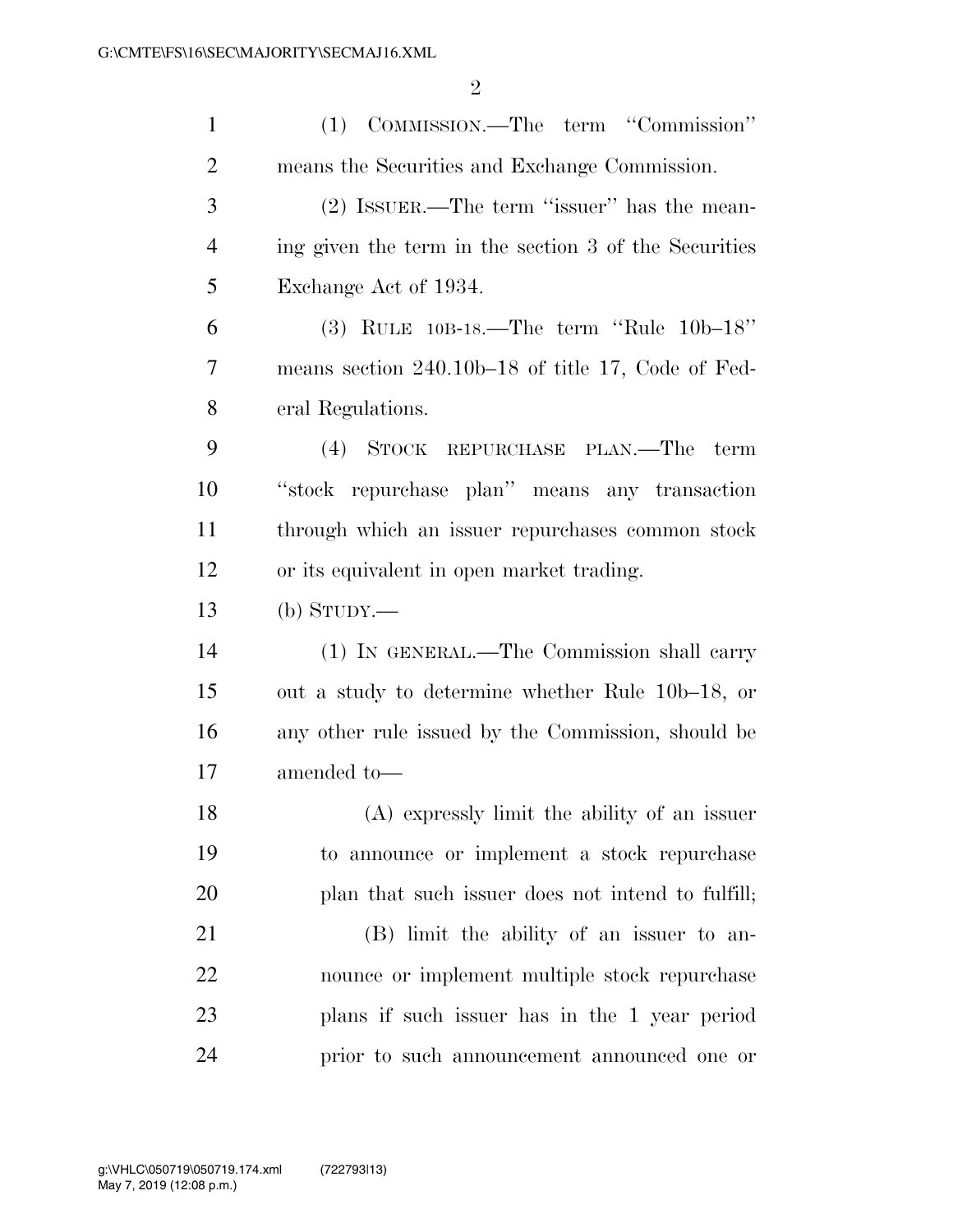(1) COMMISSION.—The term ''Commission'' means the Securities and Exchange Commission.

(2) ISSUER.—The term ''issuer'' has the meaning given the term in the section 3 of the Securities Exchange Act of 1934.

(3) RULE 10B-18.—The term ''Rule 10b–18'' means section 240.10b–18 of title 17, Code of Federal Regulations.

(4) STOCK REPURCHASE PLAN.—The term ''stock repurchase plan'' means any transaction through which an issuer repurchases common stock or its equivalent in open market trading.

(b) STUDY.—

(1) IN GENERAL.—The Commission shall carry out a study to determine whether Rule 10b–18, or any other rule issued by the Commission, should be amended to—

(A) expressly limit the ability of an issuer to announce or implement a stock repurchase plan that such issuer does not intend to fulfill;

(B) limit the ability of an issuer to announce or implement multiple stock repurchase plans if such issuer has in the 1 year period prior to such announcement announced one or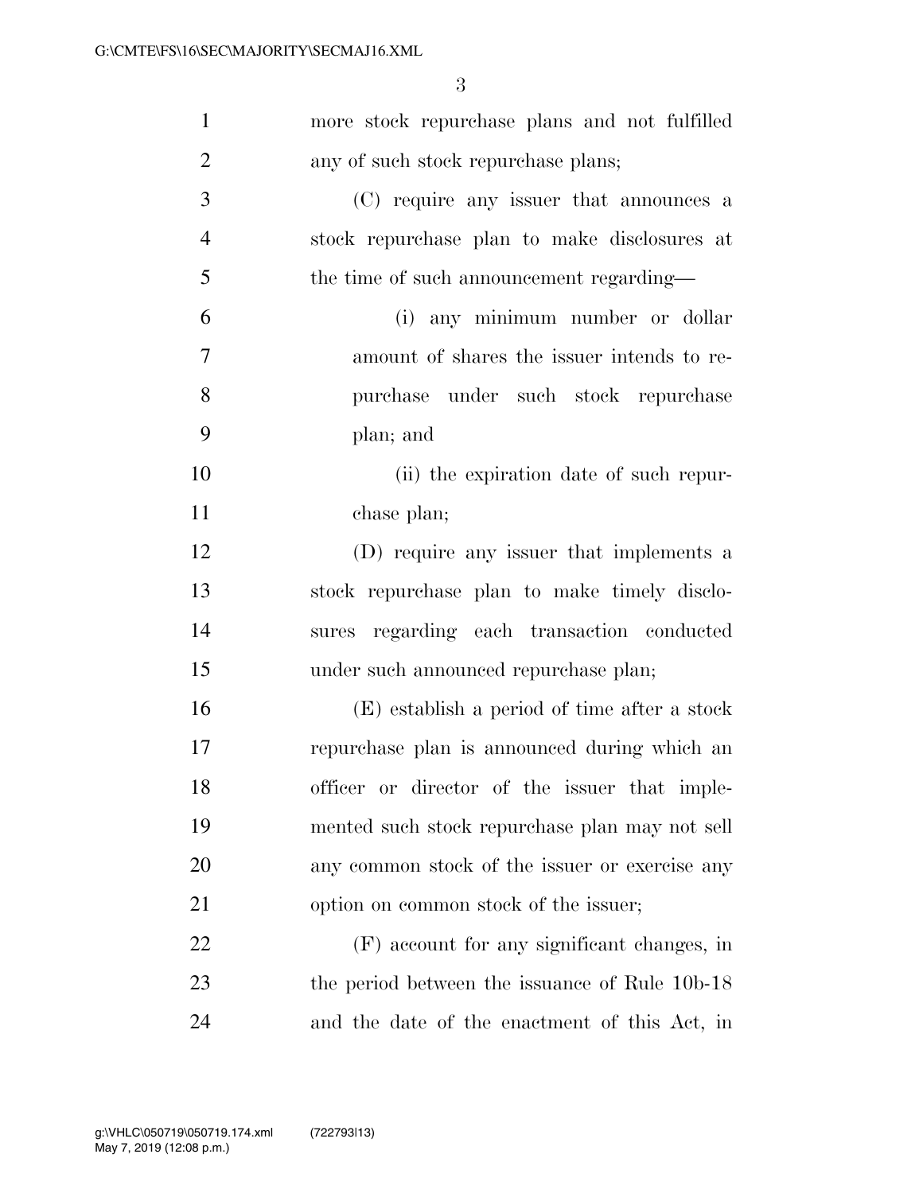more stock repurchase plans and not fulfilled any of such stock repurchase plans;

(C) require any issuer that announces a stock repurchase plan to make disclosures at the time of such announcement regarding—

(i) any minimum number or dollar amount of shares the issuer intends to repurchase under such stock repurchase plan; and

(ii) the expiration date of such repurchase plan;

(D) require any issuer that implements a stock repurchase plan to make timely disclosures regarding each transaction conducted under such announced repurchase plan;

(E) establish a period of time after a stock repurchase plan is announced during which an officer or director of the issuer that implemented such stock repurchase plan may not sell any common stock of the issuer or exercise any option on common stock of the issuer;

(F) account for any significant changes, in the period between the issuance of Rule 10b-18 and the date of the enactment of this Act, in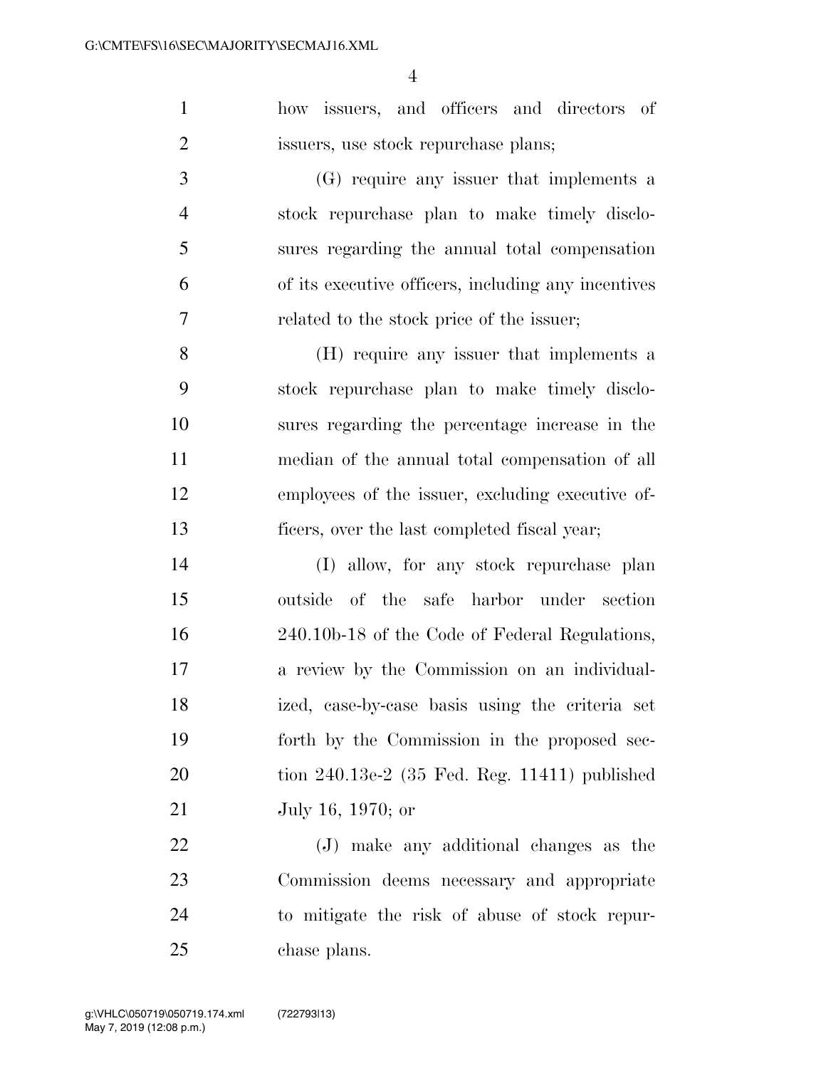how issuers, and officers and directors of issuers, use stock repurchase plans;

(G) require any issuer that implements a stock repurchase plan to make timely disclosures regarding the annual total compensation of its executive officers, including any incentives related to the stock price of the issuer;

(H) require any issuer that implements a stock repurchase plan to make timely disclosures regarding the percentage increase in the median of the annual total compensation of all employees of the issuer, excluding executive officers, over the last completed fiscal year;

(I) allow, for any stock repurchase plan outside of the safe harbor under section 240.10b-18 of the Code of Federal Regulations, a review by the Commission on an individualized, case-by-case basis using the criteria set forth by the Commission in the proposed section 240.13e-2 (35 Fed. Reg. 11411) published July 16, 1970; or

(J) make any additional changes as the Commission deems necessary and appropriate to mitigate the risk of abuse of stock repurchase plans.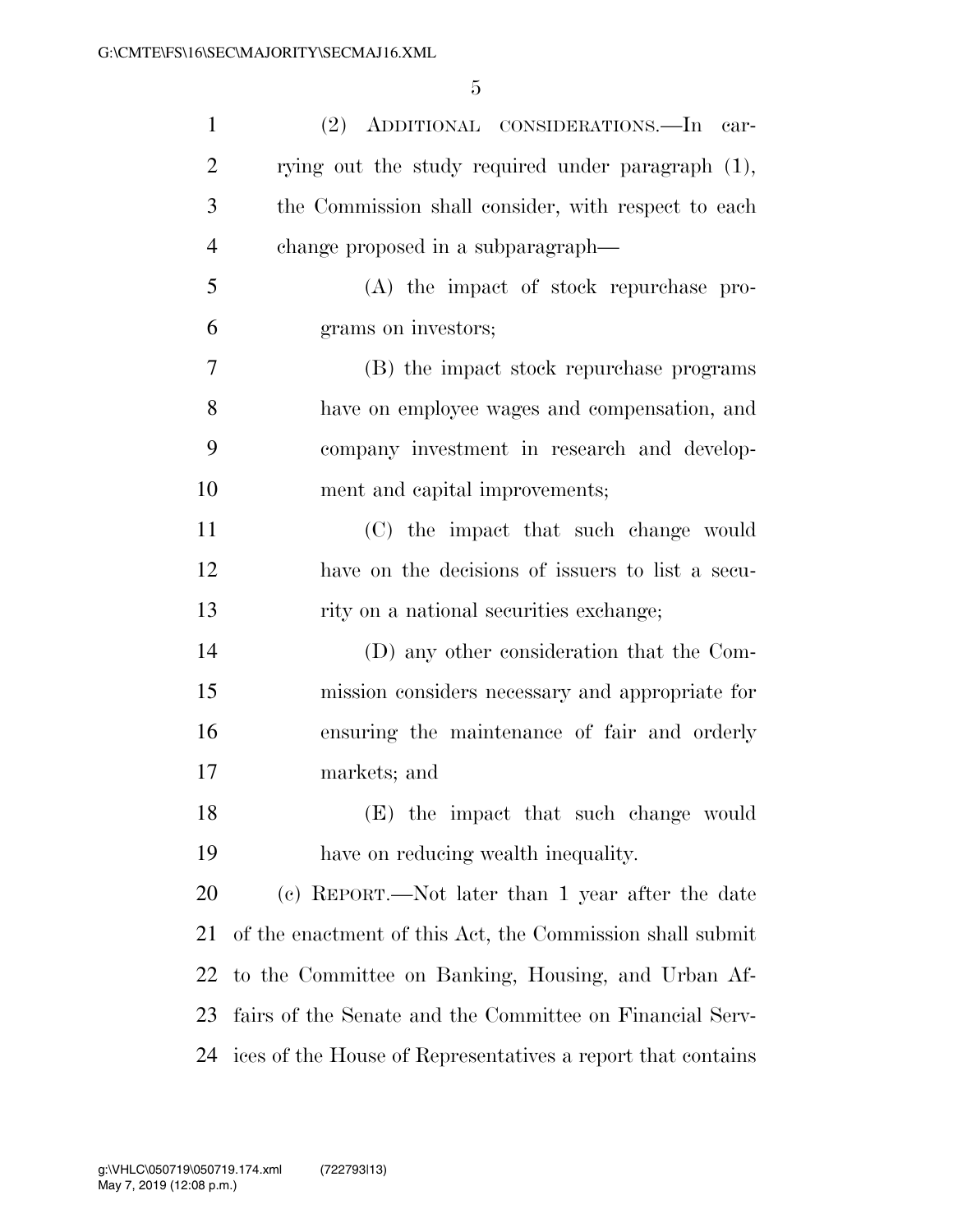(2) ADDITIONAL CONSIDERATIONS.—In carrying out the study required under paragraph (1), the Commission shall consider, with respect to each change proposed in a subparagraph—

(A) the impact of stock repurchase programs on investors;

(B) the impact stock repurchase programs have on employee wages and compensation, and company investment in research and development and capital improvements;

(C) the impact that such change would have on the decisions of issuers to list a security on a national securities exchange;

(D) any other consideration that the Commission considers necessary and appropriate for ensuring the maintenance of fair and orderly markets; and

(E) the impact that such change would have on reducing wealth inequality.

(c) REPORT.—Not later than 1 year after the date of the enactment of this Act, the Commission shall submit to the Committee on Banking, Housing, and Urban Affairs of the Senate and the Committee on Financial Services of the House of Representatives a report that contains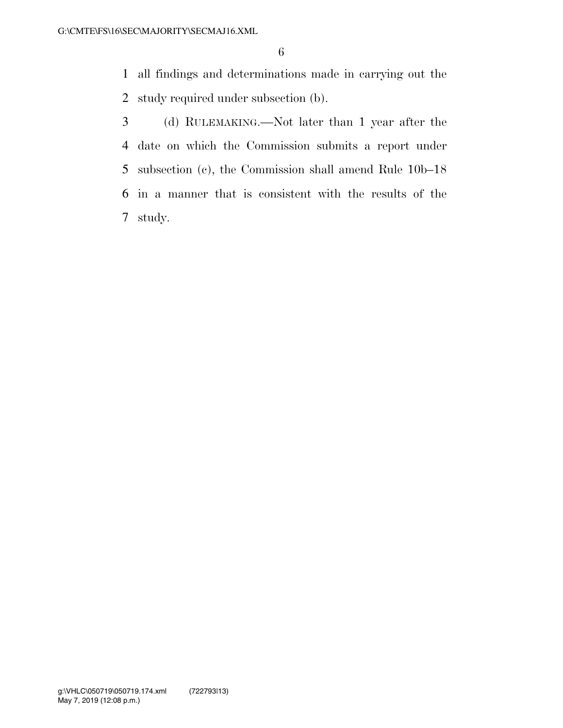all findings and determinations made in carrying out the study required under subsection (b).

(d) RULEMAKING.—Not later than 1 year after the date on which the Commission submits a report under subsection (c), the Commission shall amend Rule 10b–18 in a manner that is consistent with the results of the study.